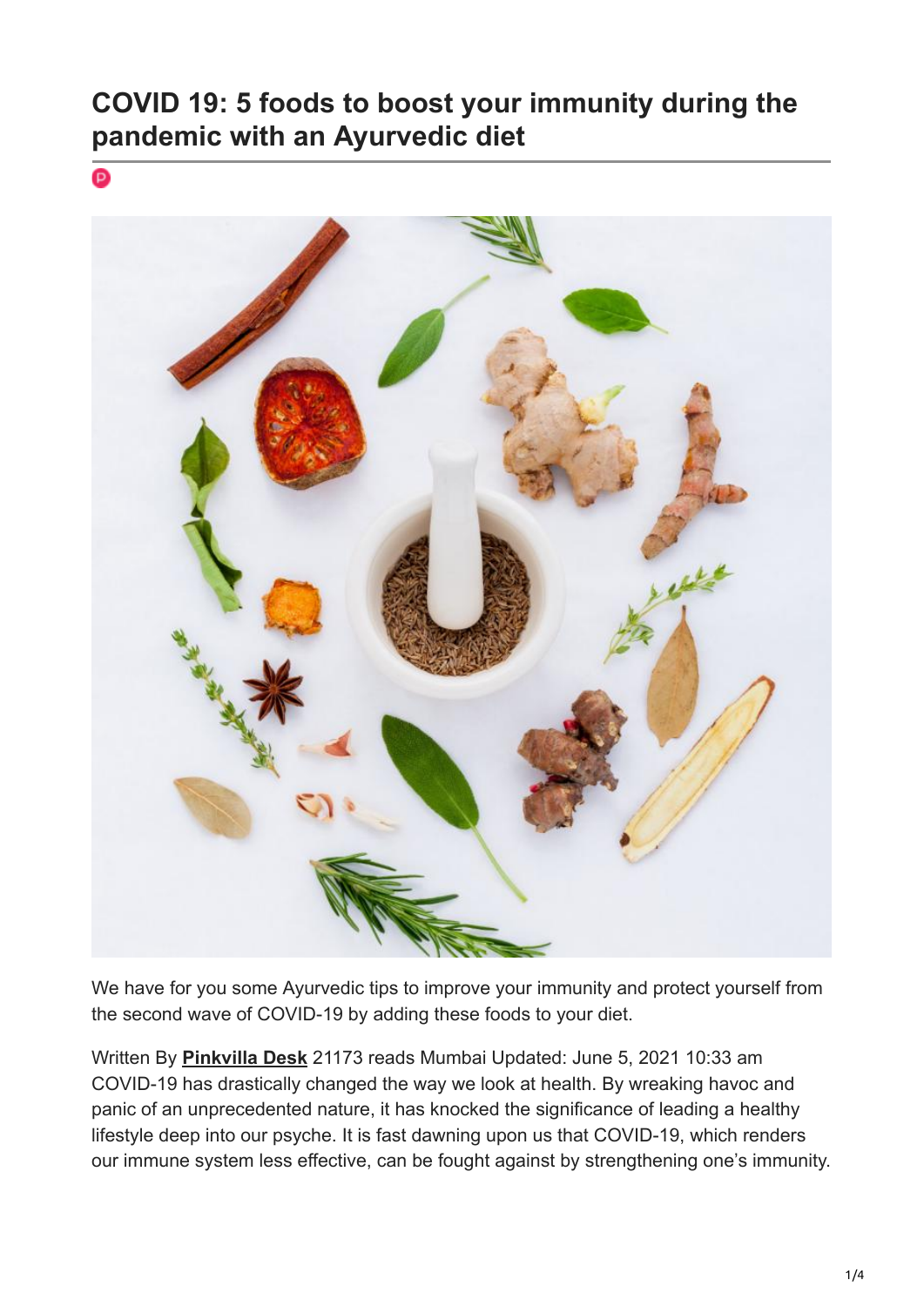# COVID 19: 5 foods to boost your immunity during the pandemic with an Ayurvedic diet

We have for you some Ayurvedic tips to improve your immunity and protect yourself from the second wave of COVID-19 by adding these foods to your diet.

Written By **Pinkvilla Desk** 21173 reads Mumbai Updated: June 5, 2021 10:33 am
COVID-19 has drastically changed the way we look at health. By wreaking havoc and panic of an unprecedented nature, it has knocked the significance of leading a healthy lifestyle deep into our psyche. It is fast dawning upon us that COVID-19, which renders our immune system less effective, can be fought against by strengthening one's immunity.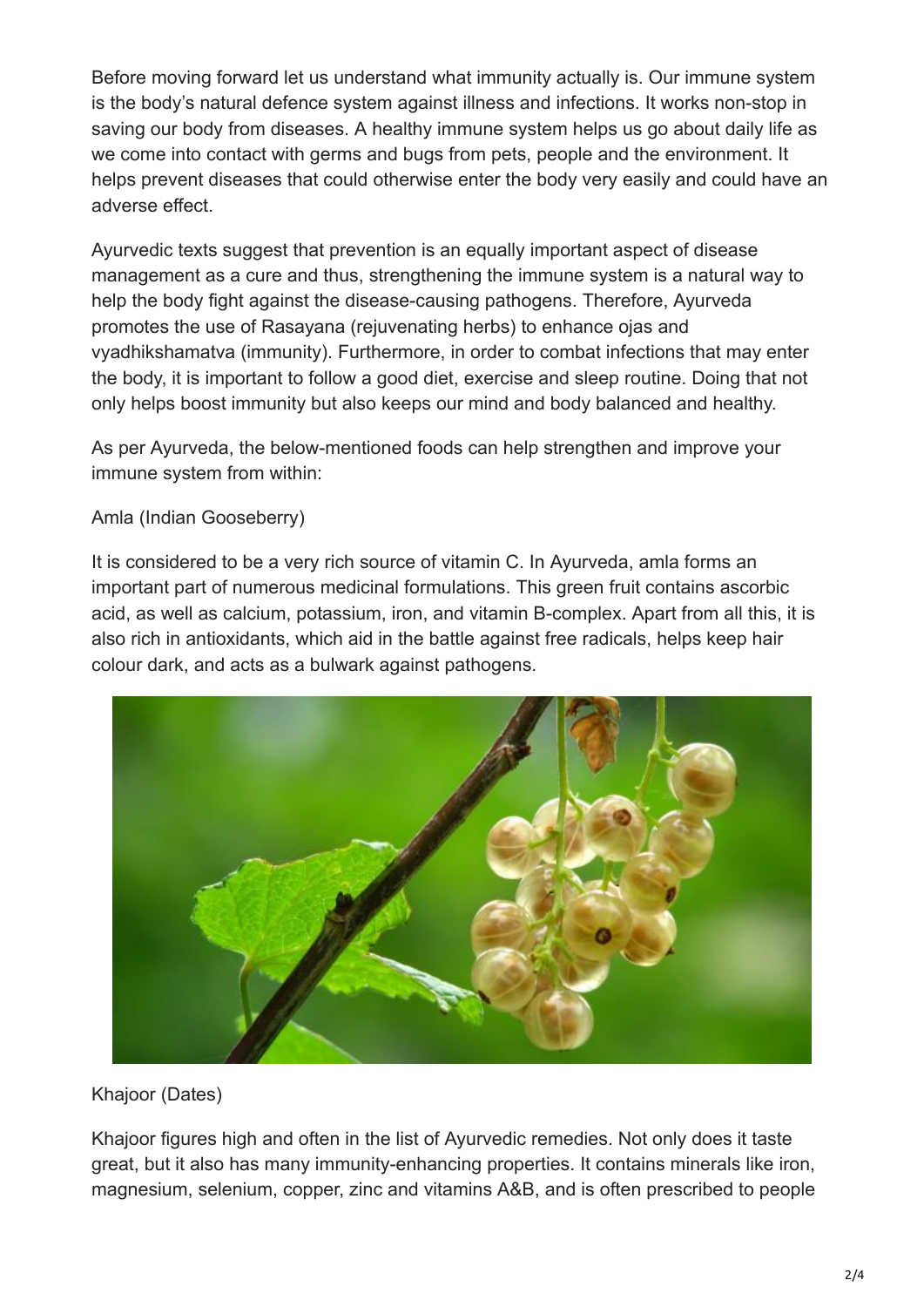Before moving forward let us understand what immunity actually is. Our immune system is the body's natural defence system against illness and infections. It works non-stop in saving our body from diseases. A healthy immune system helps us go about daily life as we come into contact with germs and bugs from pets, people and the environment. It helps prevent diseases that could otherwise enter the body very easily and could have an adverse effect.

Ayurvedic texts suggest that prevention is an equally important aspect of disease management as a cure and thus, strengthening the immune system is a natural way to help the body fight against the disease-causing pathogens. Therefore, Ayurveda promotes the use of Rasayana (rejuvenating herbs) to enhance ojas and vyadhikshamatva (immunity). Furthermore, in order to combat infections that may enter the body, it is important to follow a good diet, exercise and sleep routine. Doing that not only helps boost immunity but also keeps our mind and body balanced and healthy.

As per Ayurveda, the below-mentioned foods can help strengthen and improve your immune system from within:

Amla (Indian Gooseberry)

It is considered to be a very rich source of vitamin C. In Ayurveda, amla forms an important part of numerous medicinal formulations. This green fruit contains ascorbic acid, as well as calcium, potassium, iron, and vitamin B-complex. Apart from all this, it is also rich in antioxidants, which aid in the battle against free radicals, helps keep hair colour dark, and acts as a bulwark against pathogens.

Khajoor (Dates)

Khajoor figures high and often in the list of Ayurvedic remedies. Not only does it taste great, but it also has many immunity-enhancing properties. It contains minerals like iron, magnesium, selenium, copper, zinc and vitamins A&B, and is often prescribed to people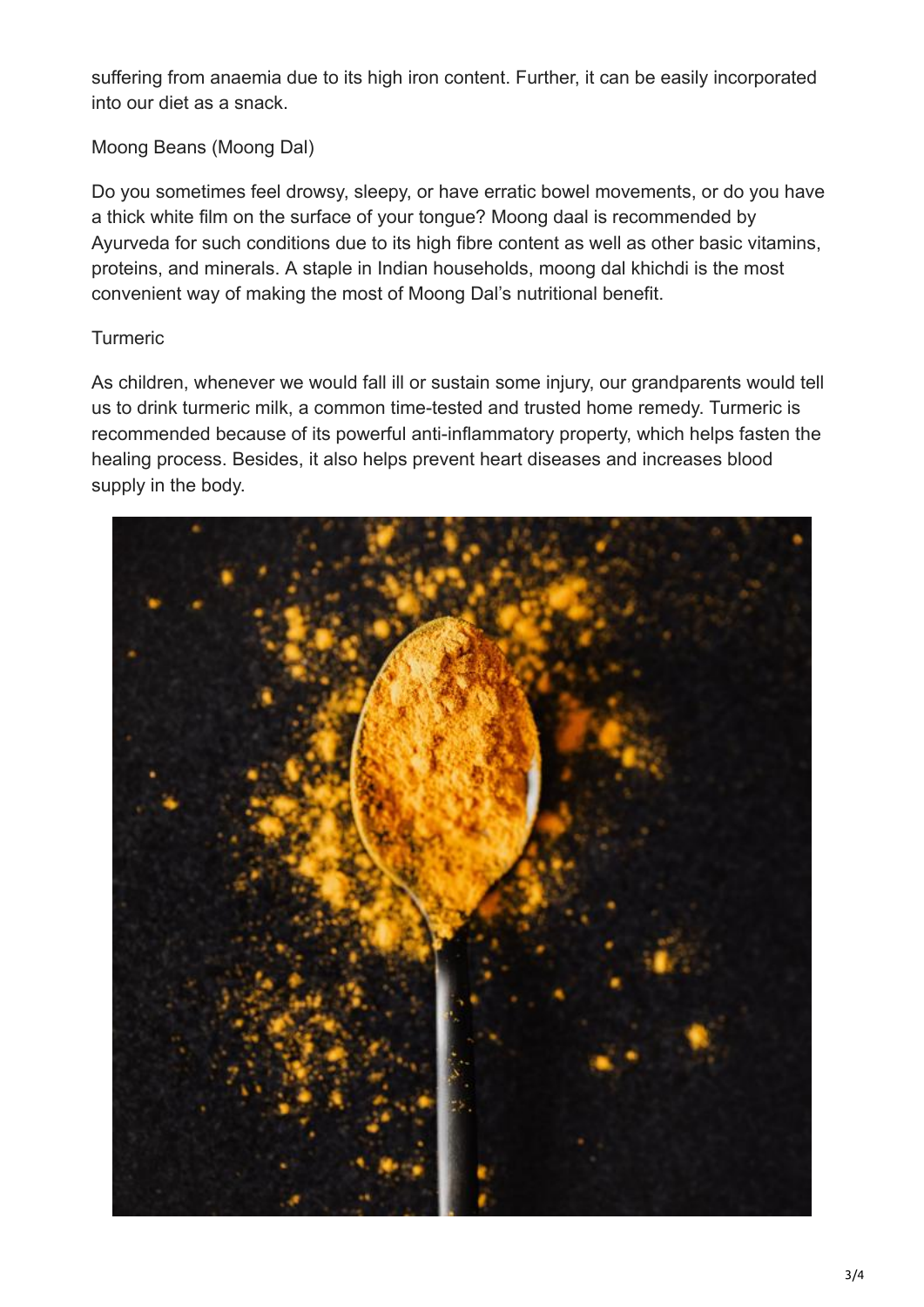suffering from anaemia due to its high iron content. Further, it can be easily incorporated into our diet as a snack.

## Moong Beans (Moong Dal)

Do you sometimes feel drowsy, sleepy, or have erratic bowel movements, or do you have a thick white film on the surface of your tongue? Moong daal is recommended by Ayurveda for such conditions due to its high fibre content as well as other basic vitamins, proteins, and minerals. A staple in Indian households, moong dal khichdi is the most convenient way of making the most of Moong Dal's nutritional benefit.

## Turmeric

As children, whenever we would fall ill or sustain some injury, our grandparents would tell us to drink turmeric milk, a common time-tested and trusted home remedy. Turmeric is recommended because of its powerful anti-inflammatory property, which helps fasten the healing process. Besides, it also helps prevent heart diseases and increases blood supply in the body.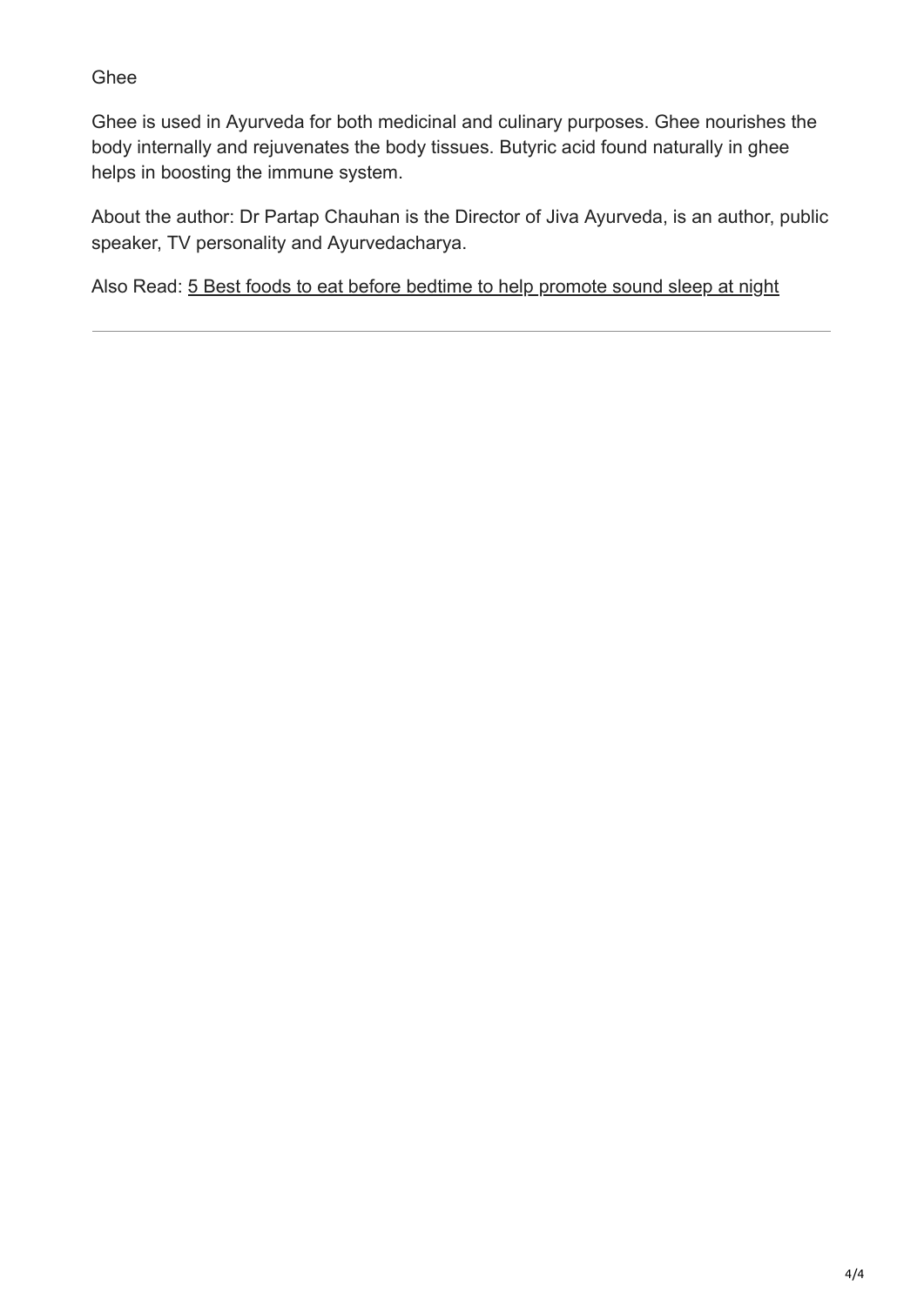Ghee

Ghee is used in Ayurveda for both medicinal and culinary purposes. Ghee nourishes the body internally and rejuvenates the body tissues. Butyric acid found naturally in ghee helps in boosting the immune system.

About the author: Dr Partap Chauhan is the Director of Jiva Ayurveda, is an author, public speaker, TV personality and Ayurvedacharya.

Also Read: 5 Best foods to eat before bedtime to help promote sound sleep at night

---